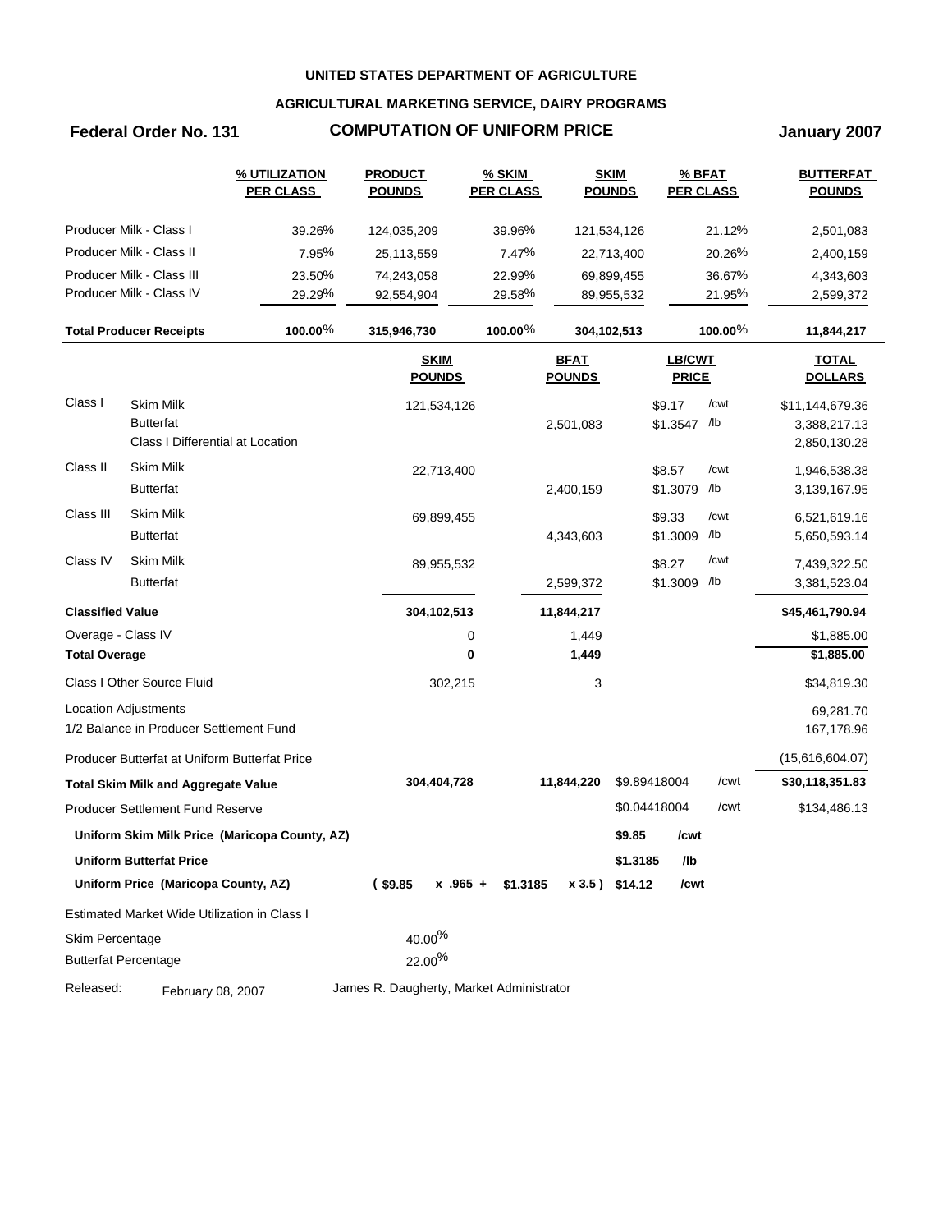**UNITED STATES DEPARTMENT OF AGRICULTURE**

**AGRICULTURAL MARKETING SERVICE, DAIRY PROGRAMS**

**Federal Order No. 131** | **COMPUTATION OF UNIFORM PRICE** | **January 2007**

| | % UTILIZATION PER CLASS | PRODUCT POUNDS | % SKIM PER CLASS | SKIM POUNDS | % BFAT PER CLASS | BUTTERFAT POUNDS |
|---|---|---|---|---|---|---|
| Producer Milk - Class I | 39.26% | 124,035,209 | 39.96% | 121,534,126 | 21.12% | 2,501,083 |
| Producer Milk - Class II | 7.95% | 25,113,559 | 7.47% | 22,713,400 | 20.26% | 2,400,159 |
| Producer Milk - Class III | 23.50% | 74,243,058 | 22.99% | 69,899,455 | 36.67% | 4,343,603 |
| Producer Milk - Class IV | 29.29% | 92,554,904 | 29.58% | 89,955,532 | 21.95% | 2,599,372 |
| **Total Producer Receipts** | **100.00%** | **315,946,730** | **100.00%** | **304,102,513** | **100.00%** | **11,844,217** |

| | | SKIM POUNDS | BFAT POUNDS | LB/CWT PRICE | TOTAL DOLLARS |
|---|---|---|---|---|---|
| Class I | Skim Milk | 121,534,126 | | $9.17 /cwt | $11,144,679.36 |
| | Butterfat | | 2,501,083 | $1.3547 /lb | 3,388,217.13 |
| | Class I Differential at Location | | | | 2,850,130.28 |
| Class II | Skim Milk | 22,713,400 | | $8.57 /cwt | 1,946,538.38 |
| | Butterfat | | 2,400,159 | $1.3079 /lb | 3,139,167.95 |
| Class III | Skim Milk | 69,899,455 | | $9.33 /cwt | 6,521,619.16 |
| | Butterfat | | 4,343,603 | $1.3009 /lb | 5,650,593.14 |
| Class IV | Skim Milk | 89,955,532 | | $8.27 /cwt | 7,439,322.50 |
| | Butterfat | | 2,599,372 | $1.3009 /lb | 3,381,523.04 |
| **Classified Value** | | **304,102,513** | **11,844,217** | | **$45,461,790.94** |
| Overage - Class IV | | 0 | 1,449 | | $1,885.00 |
| **Total Overage** | | **0** | **1,449** | | **$1,885.00** |
| Class I Other Source Fluid | | 302,215 | 3 | | $34,819.30 |
| Location Adjustments | | | | | 69,281.70 |
| 1/2 Balance in Producer Settlement Fund | | | | | 167,178.96 |
| Producer Butterfat at Uniform Butterfat Price | | | | | (15,616,604.07) |
| **Total Skim Milk and Aggregate Value** | | **304,404,728** | **11,844,220** | $9.89418004 /cwt | **$30,118,351.83** |
| Producer Settlement Fund Reserve | | | | $0.04418004 /cwt | $134,486.13 |
| **Uniform Skim Milk Price (Maricopa County, AZ)** | | | | **$9.85 /cwt** | |
| **Uniform Butterfat Price** | | | | **$1.3185 /lb** | |
| **Uniform Price (Maricopa County, AZ)** | | **( $9.85 x .965 +** | **$1.3185 x 3.5 )** | **$14.12 /cwt** | |

Estimated Market Wide Utilization in Class I

| | |
|---|---|
| Skim Percentage | 40.00% |
| Butterfat Percentage | 22.00% |

Released: February 08, 2007 — James R. Daugherty, Market Administrator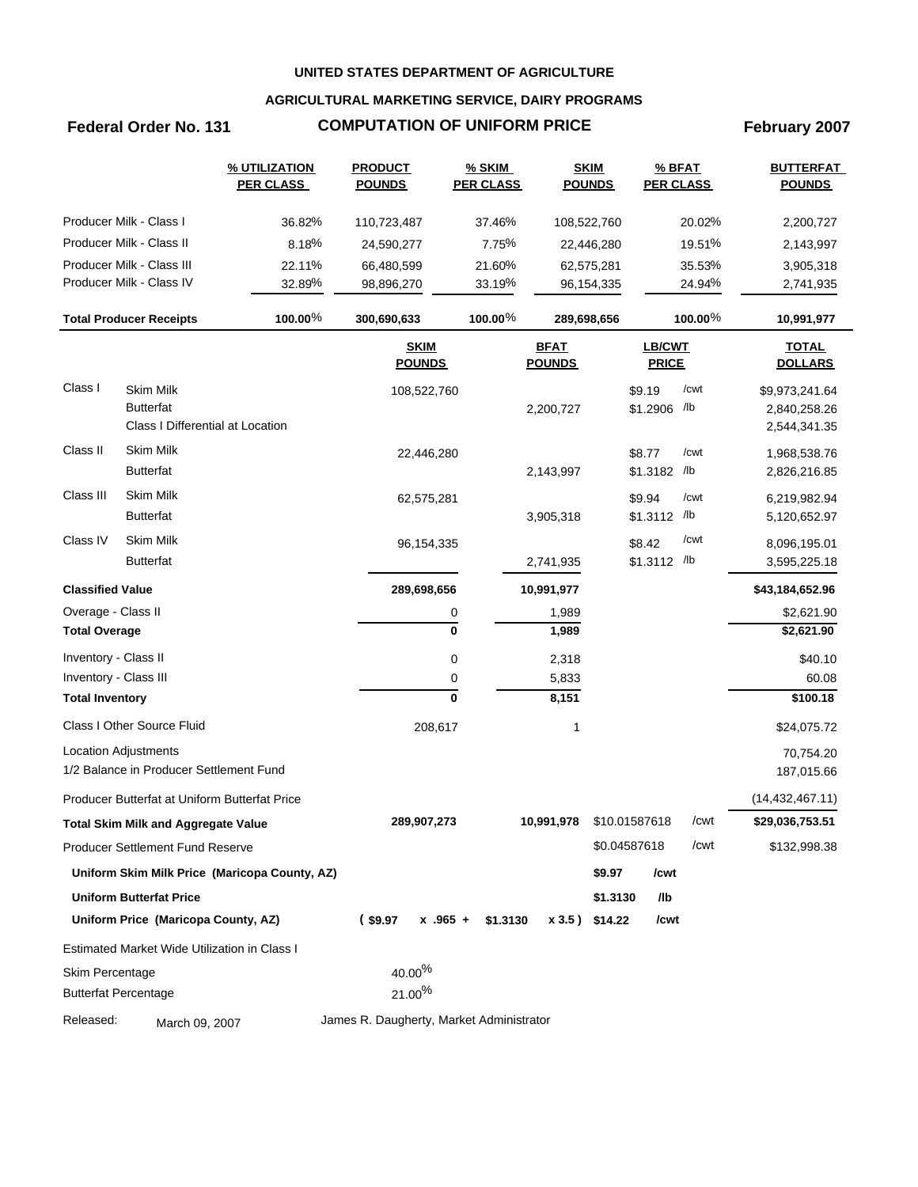# UNITED STATES DEPARTMENT OF AGRICULTURE

## AGRICULTURAL MARKETING SERVICE, DAIRY PROGRAMS

**Federal Order No. 131** | **COMPUTATION OF UNIFORM PRICE** | **February 2007**

| | % UTILIZATION PER CLASS | PRODUCT POUNDS | % SKIM PER CLASS | SKIM POUNDS | % BFAT PER CLASS | BUTTERFAT POUNDS |
|---|---|---|---|---|---|---|
| Producer Milk - Class I | 36.82% | 110,723,487 | 37.46% | 108,522,760 | 20.02% | 2,200,727 |
| Producer Milk - Class II | 8.18% | 24,590,277 | 7.75% | 22,446,280 | 19.51% | 2,143,997 |
| Producer Milk - Class III | 22.11% | 66,480,599 | 21.60% | 62,575,281 | 35.53% | 3,905,318 |
| Producer Milk - Class IV | 32.89% | 98,896,270 | 33.19% | 96,154,335 | 24.94% | 2,741,935 |
| **Total Producer Receipts** | **100.00%** | **300,690,633** | **100.00%** | **289,698,656** | **100.00%** | **10,991,977** |

| | | SKIM POUNDS | BFAT POUNDS | LB/CWT PRICE | TOTAL DOLLARS |
|---|---|---|---|---|---|
| Class I | Skim Milk | 108,522,760 | | $9.19 /cwt | $9,973,241.64 |
| | Butterfat | | 2,200,727 | $1.2906 /lb | 2,840,258.26 |
| | Class I Differential at Location | | | | 2,544,341.35 |
| Class II | Skim Milk | 22,446,280 | | $8.77 /cwt | 1,968,538.76 |
| | Butterfat | | 2,143,997 | $1.3182 /lb | 2,826,216.85 |
| Class III | Skim Milk | 62,575,281 | | $9.94 /cwt | 6,219,982.94 |
| | Butterfat | | 3,905,318 | $1.3112 /lb | 5,120,652.97 |
| Class IV | Skim Milk | 96,154,335 | | $8.42 /cwt | 8,096,195.01 |
| | Butterfat | | 2,741,935 | $1.3112 /lb | 3,595,225.18 |
| **Classified Value** | | **289,698,656** | **10,991,977** | | **$43,184,652.96** |
| Overage - Class II | | 0 | 1,989 | | $2,621.90 |
| **Total Overage** | | **0** | **1,989** | | **$2,621.90** |
| Inventory - Class II | | 0 | 2,318 | | $40.10 |
| Inventory - Class III | | 0 | 5,833 | | 60.08 |
| **Total Inventory** | | **0** | **8,151** | | **$100.18** |
| Class I Other Source Fluid | | 208,617 | 1 | | $24,075.72 |
| Location Adjustments | | | | | 70,754.20 |
| 1/2 Balance in Producer Settlement Fund | | | | | 187,015.66 |
| Producer Butterfat at Uniform Butterfat Price | | | | | (14,432,467.11) |
| **Total Skim Milk and Aggregate Value** | | **289,907,273** | **10,991,978** | $10.01587618 /cwt | **$29,036,753.51** |
| Producer Settlement Fund Reserve | | | | $0.04587618 /cwt | $132,998.38 |
| **Uniform Skim Milk Price (Maricopa County, AZ)** | | | | **$9.97 /cwt** | |
| **Uniform Butterfat Price** | | | | **$1.3130 /lb** | |
| **Uniform Price (Maricopa County, AZ)** | | **( $9.97 x .965 +** | **$1.3130 x 3.5 )** | **$14.22 /cwt** | |

Estimated Market Wide Utilization in Class I

Skim Percentage: 40.00%

Butterfat Percentage: 21.00%

Released: March 09, 2007

James R. Daugherty, Market Administrator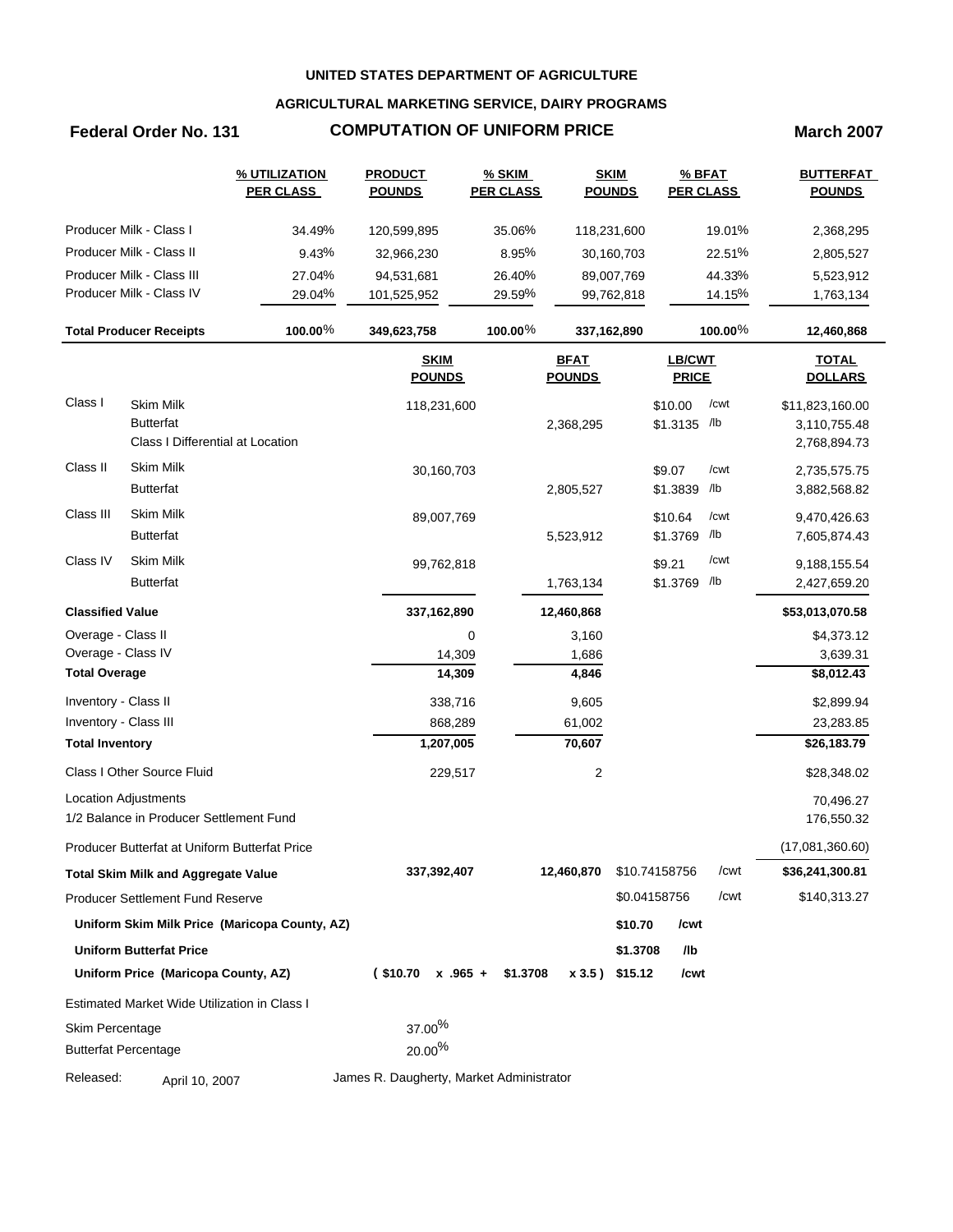**UNITED STATES DEPARTMENT OF AGRICULTURE**

**AGRICULTURAL MARKETING SERVICE, DAIRY PROGRAMS**

**Federal Order No. 131** **COMPUTATION OF UNIFORM PRICE** **March 2007**

| | % UTILIZATION PER CLASS | PRODUCT POUNDS | % SKIM PER CLASS | SKIM POUNDS | % BFAT PER CLASS | BUTTERFAT POUNDS |
|---|---|---|---|---|---|---|
| Producer Milk - Class I | 34.49% | 120,599,895 | 35.06% | 118,231,600 | 19.01% | 2,368,295 |
| Producer Milk - Class II | 9.43% | 32,966,230 | 8.95% | 30,160,703 | 22.51% | 2,805,527 |
| Producer Milk - Class III | 27.04% | 94,531,681 | 26.40% | 89,007,769 | 44.33% | 5,523,912 |
| Producer Milk - Class IV | 29.04% | 101,525,952 | 29.59% | 99,762,818 | 14.15% | 1,763,134 |
| **Total Producer Receipts** | **100.00%** | **349,623,758** | **100.00%** | **337,162,890** | **100.00%** | **12,460,868** |

| | | SKIM POUNDS | BFAT POUNDS | LB/CWT PRICE | | TOTAL DOLLARS |
|---|---|---|---|---|---|---|
| Class I | Skim Milk | 118,231,600 | | $10.00 | /cwt | $11,823,160.00 |
| | Butterfat | | 2,368,295 | $1.3135 | /lb | 3,110,755.48 |
| | Class I Differential at Location | | | | | 2,768,894.73 |
| Class II | Skim Milk | 30,160,703 | | $9.07 | /cwt | 2,735,575.75 |
| | Butterfat | | 2,805,527 | $1.3839 | /lb | 3,882,568.82 |
| Class III | Skim Milk | 89,007,769 | | $10.64 | /cwt | 9,470,426.63 |
| | Butterfat | | 5,523,912 | $1.3769 | /lb | 7,605,874.43 |
| Class IV | Skim Milk | 99,762,818 | | $9.21 | /cwt | 9,188,155.54 |
| | Butterfat | | 1,763,134 | $1.3769 | /lb | 2,427,659.20 |
| **Classified Value** | | **337,162,890** | **12,460,868** | | | **$53,013,070.58** |
| Overage - Class II | | 0 | 3,160 | | | $4,373.12 |
| Overage - Class IV | | 14,309 | 1,686 | | | 3,639.31 |
| **Total Overage** | | **14,309** | **4,846** | | | **$8,012.43** |
| Inventory - Class II | | 338,716 | 9,605 | | | $2,899.94 |
| Inventory - Class III | | 868,289 | 61,002 | | | 23,283.85 |
| **Total Inventory** | | **1,207,005** | **70,607** | | | **$26,183.79** |
| Class I Other Source Fluid | | 229,517 | 2 | | | $28,348.02 |
| Location Adjustments | | | | | | 70,496.27 |
| 1/2 Balance in Producer Settlement Fund | | | | | | 176,550.32 |
| Producer Butterfat at Uniform Butterfat Price | | | | | | (17,081,360.60) |
| **Total Skim Milk and Aggregate Value** | | **337,392,407** | **12,460,870** | $10.74158756 | /cwt | **$36,241,300.81** |
| Producer Settlement Fund Reserve | | | | $0.04158756 | /cwt | $140,313.27 |
| **Uniform Skim Milk Price (Maricopa County, AZ)** | | | | **$10.70** | **/cwt** | |
| **Uniform Butterfat Price** | | | | **$1.3708** | **/lb** | |
| **Uniform Price (Maricopa County, AZ)** | | **( $10.70 x .965 +** | **$1.3708 x 3.5 )** | **$15.12** | **/cwt** | |

Estimated Market Wide Utilization in Class I

| | |
|---|---|
| Skim Percentage | 37.00% |
| Butterfat Percentage | 20.00% |

Released: April 10, 2007 James R. Daugherty, Market Administrator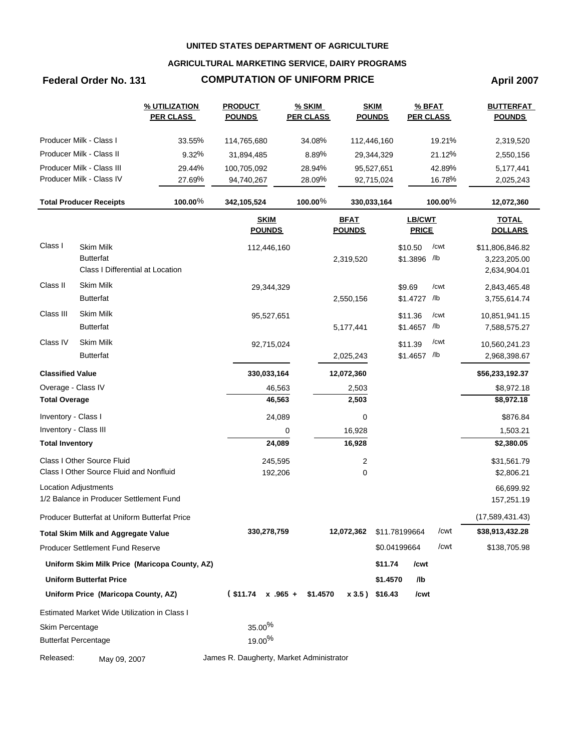UNITED STATES DEPARTMENT OF AGRICULTURE

AGRICULTURAL MARKETING SERVICE, DAIRY PROGRAMS

**Federal Order No. 131** **COMPUTATION OF UNIFORM PRICE** **April 2007**

| | % UTILIZATION PER CLASS | PRODUCT POUNDS | % SKIM PER CLASS | SKIM POUNDS | % BFAT PER CLASS | BUTTERFAT POUNDS |
|---|---|---|---|---|---|---|
| Producer Milk - Class I | 33.55% | 114,765,680 | 34.08% | 112,446,160 | 19.21% | 2,319,520 |
| Producer Milk - Class II | 9.32% | 31,894,485 | 8.89% | 29,344,329 | 21.12% | 2,550,156 |
| Producer Milk - Class III | 29.44% | 100,705,092 | 28.94% | 95,527,651 | 42.89% | 5,177,441 |
| Producer Milk - Class IV | 27.69% | 94,740,267 | 28.09% | 92,715,024 | 16.78% | 2,025,243 |
| **Total Producer Receipts** | **100.00%** | **342,105,524** | **100.00%** | **330,033,164** | **100.00%** | **12,072,360** |

| | | SKIM POUNDS | BFAT POUNDS | LB/CWT PRICE | | TOTAL DOLLARS |
|---|---|---|---|---|---|---|
| Class I | Skim Milk | 112,446,160 | | $10.50 | /cwt | $11,806,846.82 |
| | Butterfat | | 2,319,520 | $1.3896 | /lb | 3,223,205.00 |
| | Class I Differential at Location | | | | | 2,634,904.01 |
| Class II | Skim Milk | 29,344,329 | | $9.69 | /cwt | 2,843,465.48 |
| | Butterfat | | 2,550,156 | $1.4727 | /lb | 3,755,614.74 |
| Class III | Skim Milk | 95,527,651 | | $11.36 | /cwt | 10,851,941.15 |
| | Butterfat | | 5,177,441 | $1.4657 | /lb | 7,588,575.27 |
| Class IV | Skim Milk | 92,715,024 | | $11.39 | /cwt | 10,560,241.23 |
| | Butterfat | | 2,025,243 | $1.4657 | /lb | 2,968,398.67 |
| **Classified Value** | | **330,033,164** | **12,072,360** | | | **$56,233,192.37** |
| Overage - Class IV | | 46,563 | 2,503 | | | $8,972.18 |
| **Total Overage** | | **46,563** | **2,503** | | | **$8,972.18** |
| Inventory - Class I | | 24,089 | 0 | | | $876.84 |
| Inventory - Class III | | 0 | 16,928 | | | 1,503.21 |
| **Total Inventory** | | **24,089** | **16,928** | | | **$2,380.05** |
| Class I Other Source Fluid | | 245,595 | 2 | | | $31,561.79 |
| Class I Other Source Fluid and Nonfluid | | 192,206 | 0 | | | $2,806.21 |
| Location Adjustments | | | | | | 66,699.92 |
| 1/2 Balance in Producer Settlement Fund | | | | | | 157,251.19 |
| Producer Butterfat at Uniform Butterfat Price | | | | | | (17,589,431.43) |
| **Total Skim Milk and Aggregate Value** | | **330,278,759** | **12,072,362** | $11.78199664 | /cwt | **$38,913,432.28** |
| Producer Settlement Fund Reserve | | | | $0.04199664 | /cwt | $138,705.98 |
| **Uniform Skim Milk Price (Maricopa County, AZ)** | | | | **$11.74** | **/cwt** | |
| **Uniform Butterfat Price** | | | | **$1.4570** | **/lb** | |
| **Uniform Price (Maricopa County, AZ)** | | **( $11.74 x .965 +** | **$1.4570 x 3.5 )** | **$16.43** | **/cwt** | |

Estimated Market Wide Utilization in Class I

| | |
|---|---|
| Skim Percentage | 35.00% |
| Butterfat Percentage | 19.00% |

Released: May 09, 2007 James R. Daugherty, Market Administrator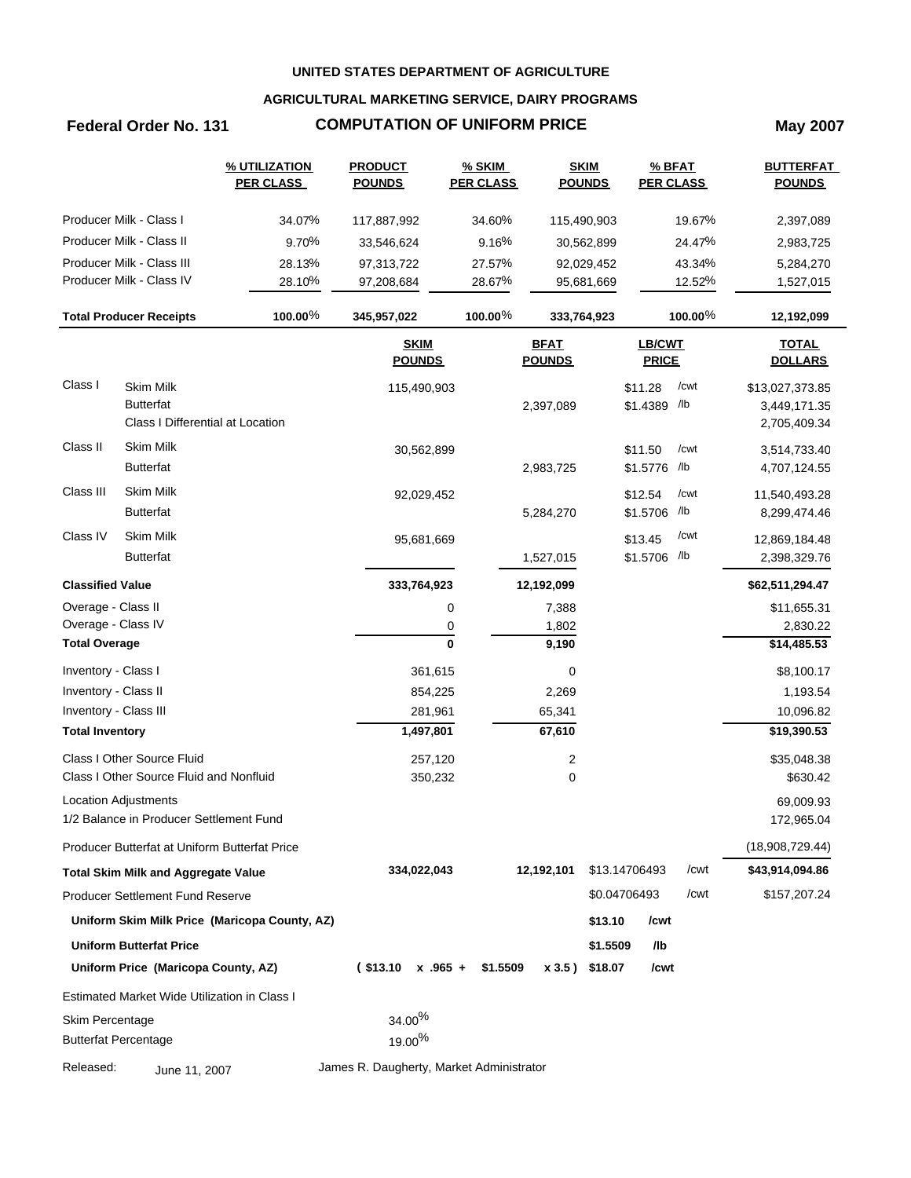**UNITED STATES DEPARTMENT OF AGRICULTURE**

**AGRICULTURAL MARKETING SERVICE, DAIRY PROGRAMS**

**Federal Order No. 131** **COMPUTATION OF UNIFORM PRICE** **May 2007**

| | % UTILIZATION PER CLASS | PRODUCT POUNDS | % SKIM PER CLASS | SKIM POUNDS | % BFAT PER CLASS | BUTTERFAT POUNDS |
|---|---|---|---|---|---|---|
| Producer Milk - Class I | 34.07% | 117,887,992 | 34.60% | 115,490,903 | 19.67% | 2,397,089 |
| Producer Milk - Class II | 9.70% | 33,546,624 | 9.16% | 30,562,899 | 24.47% | 2,983,725 |
| Producer Milk - Class III | 28.13% | 97,313,722 | 27.57% | 92,029,452 | 43.34% | 5,284,270 |
| Producer Milk - Class IV | 28.10% | 97,208,684 | 28.67% | 95,681,669 | 12.52% | 1,527,015 |
| **Total Producer Receipts** | **100.00%** | **345,957,022** | **100.00%** | **333,764,923** | **100.00%** | **12,192,099** |

| | | SKIM POUNDS | BFAT POUNDS | LB/CWT PRICE | | TOTAL DOLLARS |
|---|---|---|---|---|---|---|
| Class I | Skim Milk | 115,490,903 | | $11.28 | /cwt | $13,027,373.85 |
| | Butterfat | | 2,397,089 | $1.4389 | /lb | 3,449,171.35 |
| | Class I Differential at Location | | | | | 2,705,409.34 |
| Class II | Skim Milk | 30,562,899 | | $11.50 | /cwt | 3,514,733.40 |
| | Butterfat | | 2,983,725 | $1.5776 | /lb | 4,707,124.55 |
| Class III | Skim Milk | 92,029,452 | | $12.54 | /cwt | 11,540,493.28 |
| | Butterfat | | 5,284,270 | $1.5706 | /lb | 8,299,474.46 |
| Class IV | Skim Milk | 95,681,669 | | $13.45 | /cwt | 12,869,184.48 |
| | Butterfat | | 1,527,015 | $1.5706 | /lb | 2,398,329.76 |
| **Classified Value** | | **333,764,923** | **12,192,099** | | | **$62,511,294.47** |
| Overage - Class II | | 0 | 7,388 | | | $11,655.31 |
| Overage - Class IV | | 0 | 1,802 | | | 2,830.22 |
| **Total Overage** | | **0** | **9,190** | | | **$14,485.53** |
| Inventory - Class I | | 361,615 | 0 | | | $8,100.17 |
| Inventory - Class II | | 854,225 | 2,269 | | | 1,193.54 |
| Inventory - Class III | | 281,961 | 65,341 | | | 10,096.82 |
| **Total Inventory** | | **1,497,801** | **67,610** | | | **$19,390.53** |
| Class I Other Source Fluid | | 257,120 | 2 | | | $35,048.38 |
| Class I Other Source Fluid and Nonfluid | | 350,232 | 0 | | | $630.42 |
| Location Adjustments | | | | | | 69,009.93 |
| 1/2 Balance in Producer Settlement Fund | | | | | | 172,965.04 |
| Producer Butterfat at Uniform Butterfat Price | | | | | | (18,908,729.44) |
| **Total Skim Milk and Aggregate Value** | | **334,022,043** | **12,192,101** | $13.14706493 | /cwt | **$43,914,094.86** |
| Producer Settlement Fund Reserve | | | | $0.04706493 | /cwt | $157,207.24 |
| **Uniform Skim Milk Price (Maricopa County, AZ)** | | | | **$13.10** | **/cwt** | |
| **Uniform Butterfat Price** | | | | **$1.5509** | **/lb** | |
| **Uniform Price (Maricopa County, AZ)** | | **( $13.10 x .965 +** | **$1.5509 x 3.5 )** | **$18.07** | **/cwt** | |

Estimated Market Wide Utilization in Class I

| | |
|---|---|
| Skim Percentage | 34.00% |
| Butterfat Percentage | 19.00% |

Released: June 11, 2007

James R. Daugherty, Market Administrator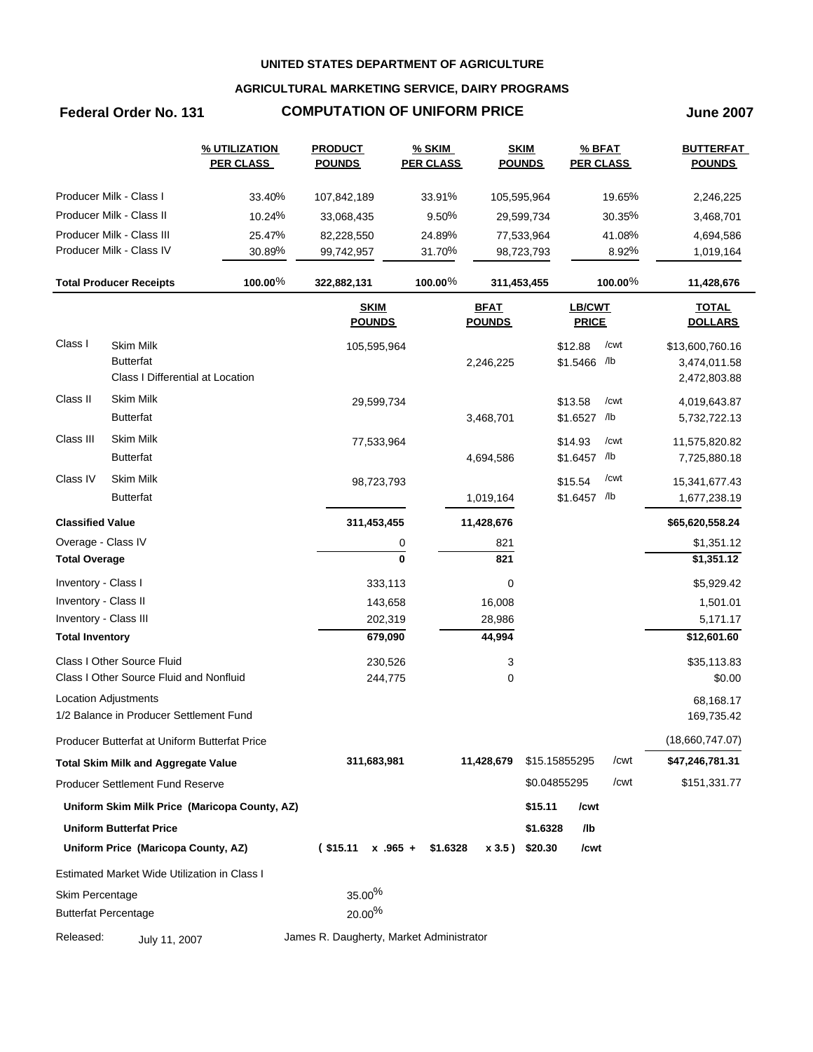**UNITED STATES DEPARTMENT OF AGRICULTURE**

**AGRICULTURAL MARKETING SERVICE, DAIRY PROGRAMS**

**Federal Order No. 131** — **COMPUTATION OF UNIFORM PRICE** — **June 2007**

| | % UTILIZATION PER CLASS | PRODUCT POUNDS | % SKIM PER CLASS | SKIM POUNDS | % BFAT PER CLASS | BUTTERFAT POUNDS |
|---|---|---|---|---|---|---|
| Producer Milk - Class I | 33.40% | 107,842,189 | 33.91% | 105,595,964 | 19.65% | 2,246,225 |
| Producer Milk - Class II | 10.24% | 33,068,435 | 9.50% | 29,599,734 | 30.35% | 3,468,701 |
| Producer Milk - Class III | 25.47% | 82,228,550 | 24.89% | 77,533,964 | 41.08% | 4,694,586 |
| Producer Milk - Class IV | 30.89% | 99,742,957 | 31.70% | 98,723,793 | 8.92% | 1,019,164 |
| **Total Producer Receipts** | **100.00%** | **322,882,131** | **100.00%** | **311,453,455** | **100.00%** | **11,428,676** |

| | | SKIM POUNDS | BFAT POUNDS | LB/CWT PRICE | | TOTAL DOLLARS |
|---|---|---|---|---|---|---|
| Class I | Skim Milk | 105,595,964 | | $12.88 | /cwt | $13,600,760.16 |
| | Butterfat | | 2,246,225 | $1.5466 | /lb | 3,474,011.58 |
| | Class I Differential at Location | | | | | 2,472,803.88 |
| Class II | Skim Milk | 29,599,734 | | $13.58 | /cwt | 4,019,643.87 |
| | Butterfat | | 3,468,701 | $1.6527 | /lb | 5,732,722.13 |
| Class III | Skim Milk | 77,533,964 | | $14.93 | /cwt | 11,575,820.82 |
| | Butterfat | | 4,694,586 | $1.6457 | /lb | 7,725,880.18 |
| Class IV | Skim Milk | 98,723,793 | | $15.54 | /cwt | 15,341,677.43 |
| | Butterfat | | 1,019,164 | $1.6457 | /lb | 1,677,238.19 |
| **Classified Value** | | **311,453,455** | **11,428,676** | | | **$65,620,558.24** |
| Overage - Class IV | | 0 | 821 | | | $1,351.12 |
| **Total Overage** | | **0** | **821** | | | **$1,351.12** |
| Inventory - Class I | | 333,113 | 0 | | | $5,929.42 |
| Inventory - Class II | | 143,658 | 16,008 | | | 1,501.01 |
| Inventory - Class III | | 202,319 | 28,986 | | | 5,171.17 |
| **Total Inventory** | | **679,090** | **44,994** | | | **$12,601.60** |
| Class I Other Source Fluid | | 230,526 | 3 | | | $35,113.83 |
| Class I Other Source Fluid and Nonfluid | | 244,775 | 0 | | | $0.00 |
| Location Adjustments | | | | | | 68,168.17 |
| 1/2 Balance in Producer Settlement Fund | | | | | | 169,735.42 |
| Producer Butterfat at Uniform Butterfat Price | | | | | | (18,660,747.07) |
| **Total Skim Milk and Aggregate Value** | | **311,683,981** | **11,428,679** | $15.15855295 | /cwt | **$47,246,781.31** |
| Producer Settlement Fund Reserve | | | | $0.04855295 | /cwt | $151,331.77 |
| **Uniform Skim Milk Price (Maricopa County, AZ)** | | | | **$15.11** | **/cwt** | |
| **Uniform Butterfat Price** | | | | **$1.6328** | **/lb** | |
| **Uniform Price (Maricopa County, AZ)** | | **( $15.11 x .965 +** | **$1.6328 x 3.5 )** | **$20.30** | **/cwt** | |

Estimated Market Wide Utilization in Class I

Skim Percentage: 35.00%

Butterfat Percentage: 20.00%

Released: July 11, 2007 — James R. Daugherty, Market Administrator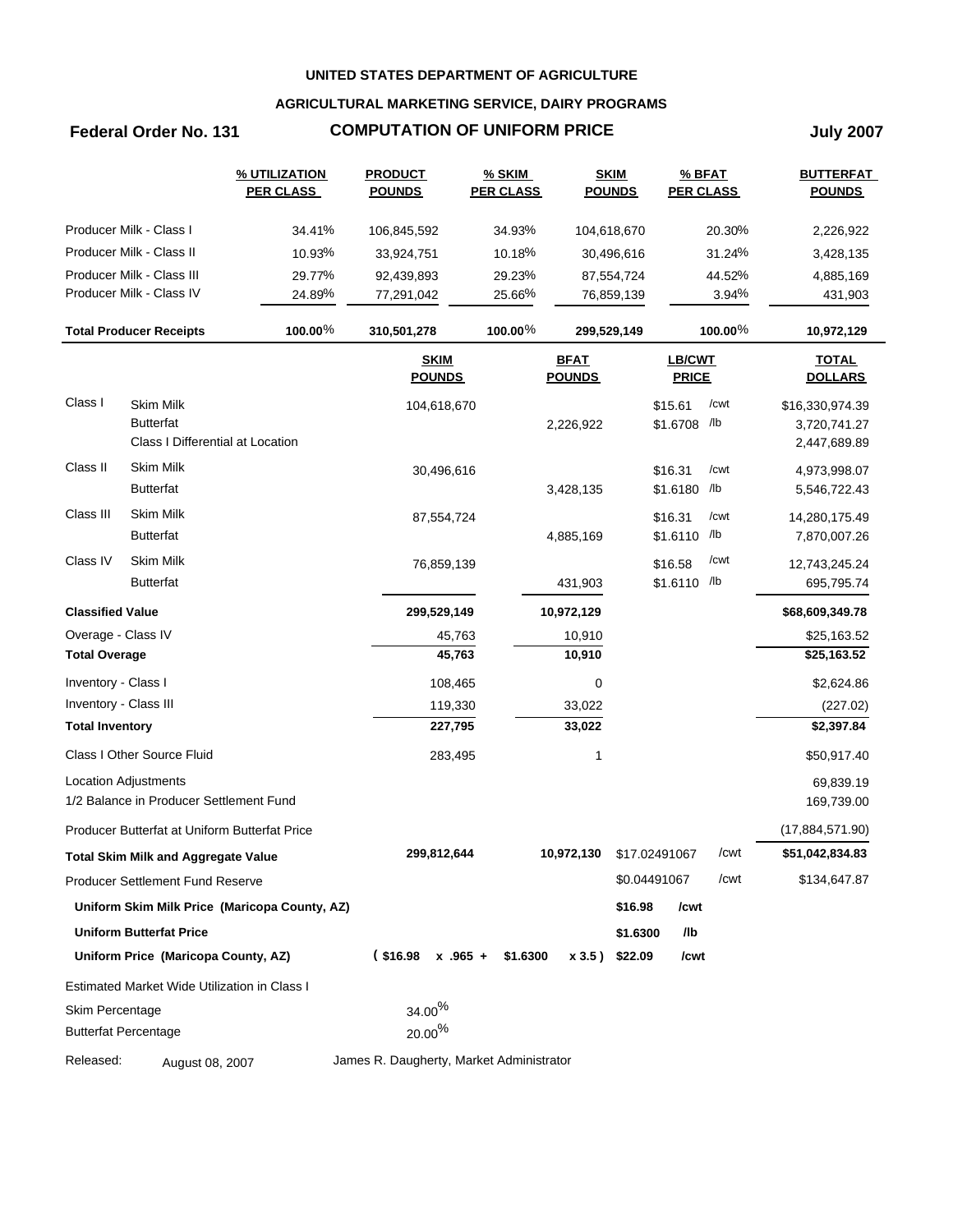**UNITED STATES DEPARTMENT OF AGRICULTURE**

**AGRICULTURAL MARKETING SERVICE, DAIRY PROGRAMS**

**Federal Order No. 131** **COMPUTATION OF UNIFORM PRICE** **July 2007**

| | % UTILIZATION PER CLASS | PRODUCT POUNDS | % SKIM PER CLASS | SKIM POUNDS | % BFAT PER CLASS | BUTTERFAT POUNDS |
|---|---|---|---|---|---|---|
| Producer Milk - Class I | 34.41% | 106,845,592 | 34.93% | 104,618,670 | 20.30% | 2,226,922 |
| Producer Milk - Class II | 10.93% | 33,924,751 | 10.18% | 30,496,616 | 31.24% | 3,428,135 |
| Producer Milk - Class III | 29.77% | 92,439,893 | 29.23% | 87,554,724 | 44.52% | 4,885,169 |
| Producer Milk - Class IV | 24.89% | 77,291,042 | 25.66% | 76,859,139 | 3.94% | 431,903 |
| **Total Producer Receipts** | **100.00%** | **310,501,278** | **100.00%** | **299,529,149** | **100.00%** | **10,972,129** |

| | | SKIM POUNDS | BFAT POUNDS | LB/CWT PRICE | TOTAL DOLLARS |
|---|---|---|---|---|---|
| Class I | Skim Milk | 104,618,670 | | $15.61 /cwt | $16,330,974.39 |
| | Butterfat | | 2,226,922 | $1.6708 /lb | 3,720,741.27 |
| | Class I Differential at Location | | | | 2,447,689.89 |
| Class II | Skim Milk | 30,496,616 | | $16.31 /cwt | 4,973,998.07 |
| | Butterfat | | 3,428,135 | $1.6180 /lb | 5,546,722.43 |
| Class III | Skim Milk | 87,554,724 | | $16.31 /cwt | 14,280,175.49 |
| | Butterfat | | 4,885,169 | $1.6110 /lb | 7,870,007.26 |
| Class IV | Skim Milk | 76,859,139 | | $16.58 /cwt | 12,743,245.24 |
| | Butterfat | | 431,903 | $1.6110 /lb | 695,795.74 |
| **Classified Value** | | **299,529,149** | **10,972,129** | | **$68,609,349.78** |
| Overage - Class IV | | 45,763 | 10,910 | | $25,163.52 |
| **Total Overage** | | **45,763** | **10,910** | | **$25,163.52** |
| Inventory - Class I | | 108,465 | 0 | | $2,624.86 |
| Inventory - Class III | | 119,330 | 33,022 | | (227.02) |
| **Total Inventory** | | **227,795** | **33,022** | | **$2,397.84** |
| Class I Other Source Fluid | | 283,495 | 1 | | $50,917.40 |
| Location Adjustments | | | | | 69,839.19 |
| 1/2 Balance in Producer Settlement Fund | | | | | 169,739.00 |
| Producer Butterfat at Uniform Butterfat Price | | | | | (17,884,571.90) |
| **Total Skim Milk and Aggregate Value** | | **299,812,644** | **10,972,130** | $17.02491067 /cwt | **$51,042,834.83** |
| Producer Settlement Fund Reserve | | | | $0.04491067 /cwt | $134,647.87 |
| **Uniform Skim Milk Price (Maricopa County, AZ)** | | | | **$16.98 /cwt** | |
| **Uniform Butterfat Price** | | | | **$1.6300 /lb** | |
| **Uniform Price (Maricopa County, AZ)** | | **( $16.98 x .965 +** | **$1.6300 x 3.5 )** | **$22.09 /cwt** | |

Estimated Market Wide Utilization in Class I

| | |
|---|---|
| Skim Percentage | 34.00% |
| Butterfat Percentage | 20.00% |

Released: August 08, 2007 James R. Daugherty, Market Administrator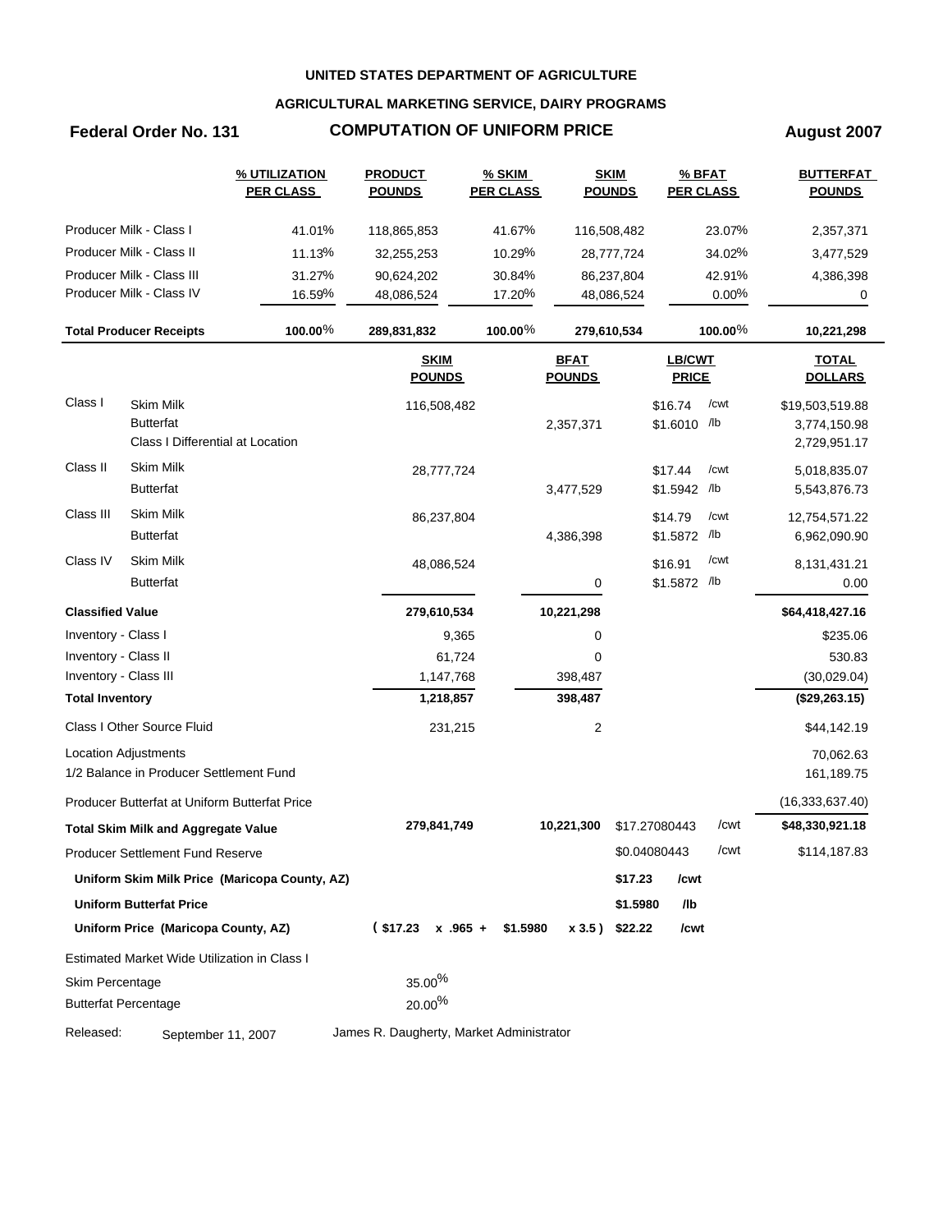**UNITED STATES DEPARTMENT OF AGRICULTURE**

**AGRICULTURAL MARKETING SERVICE, DAIRY PROGRAMS**

**Federal Order No. 131** — **COMPUTATION OF UNIFORM PRICE** — **August 2007**

| | % UTILIZATION PER CLASS | PRODUCT POUNDS | % SKIM PER CLASS | SKIM POUNDS | % BFAT PER CLASS | BUTTERFAT POUNDS |
|---|---|---|---|---|---|---|
| Producer Milk - Class I | 41.01% | 118,865,853 | 41.67% | 116,508,482 | 23.07% | 2,357,371 |
| Producer Milk - Class II | 11.13% | 32,255,253 | 10.29% | 28,777,724 | 34.02% | 3,477,529 |
| Producer Milk - Class III | 31.27% | 90,624,202 | 30.84% | 86,237,804 | 42.91% | 4,386,398 |
| Producer Milk - Class IV | 16.59% | 48,086,524 | 17.20% | 48,086,524 | 0.00% | 0 |
| **Total Producer Receipts** | **100.00%** | **289,831,832** | **100.00%** | **279,610,534** | **100.00%** | **10,221,298** |

| | | SKIM POUNDS | BFAT POUNDS | LB/CWT PRICE | TOTAL DOLLARS |
|---|---|---|---|---|---|
| Class I | Skim Milk | 116,508,482 | | $16.74 /cwt | $19,503,519.88 |
| | Butterfat | | 2,357,371 | $1.6010 /lb | 3,774,150.98 |
| | Class I Differential at Location | | | | 2,729,951.17 |
| Class II | Skim Milk | 28,777,724 | | $17.44 /cwt | 5,018,835.07 |
| | Butterfat | | 3,477,529 | $1.5942 /lb | 5,543,876.73 |
| Class III | Skim Milk | 86,237,804 | | $14.79 /cwt | 12,754,571.22 |
| | Butterfat | | 4,386,398 | $1.5872 /lb | 6,962,090.90 |
| Class IV | Skim Milk | 48,086,524 | | $16.91 /cwt | 8,131,431.21 |
| | Butterfat | | 0 | $1.5872 /lb | 0.00 |
| **Classified Value** | | **279,610,534** | **10,221,298** | | **$64,418,427.16** |
| Inventory - Class I | | 9,365 | 0 | | $235.06 |
| Inventory - Class II | | 61,724 | 0 | | 530.83 |
| Inventory - Class III | | 1,147,768 | 398,487 | | (30,029.04) |
| **Total Inventory** | | **1,218,857** | **398,487** | | **($29,263.15)** |
| Class I Other Source Fluid | | 231,215 | 2 | | $44,142.19 |
| Location Adjustments | | | | | 70,062.63 |
| 1/2 Balance in Producer Settlement Fund | | | | | 161,189.75 |
| Producer Butterfat at Uniform Butterfat Price | | | | | (16,333,637.40) |
| **Total Skim Milk and Aggregate Value** | | **279,841,749** | **10,221,300** | $17.27080443 /cwt | **$48,330,921.18** |
| Producer Settlement Fund Reserve | | | | $0.04080443 /cwt | $114,187.83 |
| **Uniform Skim Milk Price (Maricopa County, AZ)** | | | | **$17.23 /cwt** | |
| **Uniform Butterfat Price** | | | | **$1.5980 /lb** | |
| **Uniform Price (Maricopa County, AZ)** | | **( $17.23 x .965 +** | **$1.5980 x 3.5 )** | **$22.22 /cwt** | |

Estimated Market Wide Utilization in Class I

| | |
|---|---|
| Skim Percentage | 35.00% |
| Butterfat Percentage | 20.00% |

Released: September 11, 2007 — James R. Daugherty, Market Administrator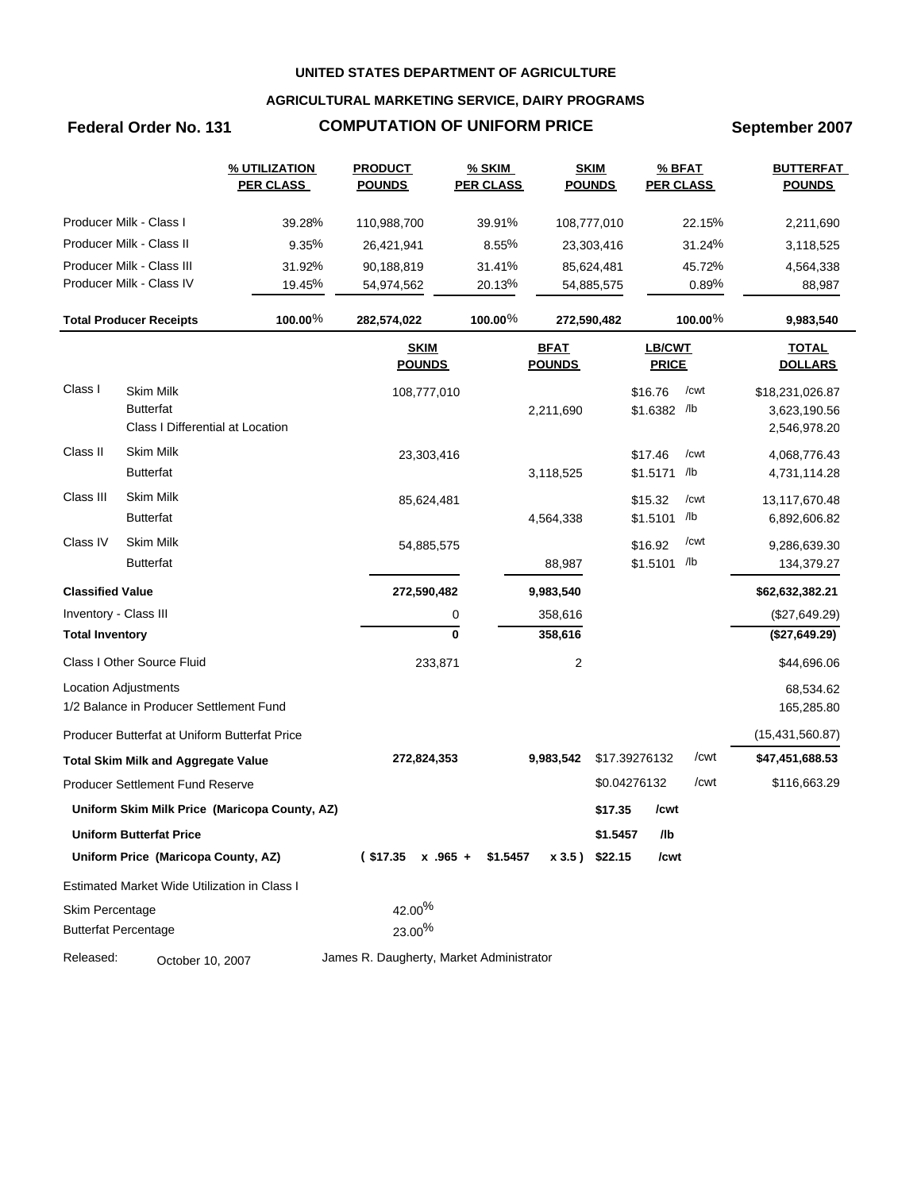**UNITED STATES DEPARTMENT OF AGRICULTURE**

**AGRICULTURAL MARKETING SERVICE, DAIRY PROGRAMS**

# Federal Order No. 131 — COMPUTATION OF UNIFORM PRICE — September 2007

| | % UTILIZATION PER CLASS | PRODUCT POUNDS | % SKIM PER CLASS | SKIM POUNDS | % BFAT PER CLASS | BUTTERFAT POUNDS |
|---|---|---|---|---|---|---|
| Producer Milk - Class I | 39.28% | 110,988,700 | 39.91% | 108,777,010 | 22.15% | 2,211,690 |
| Producer Milk - Class II | 9.35% | 26,421,941 | 8.55% | 23,303,416 | 31.24% | 3,118,525 |
| Producer Milk - Class III | 31.92% | 90,188,819 | 31.41% | 85,624,481 | 45.72% | 4,564,338 |
| Producer Milk - Class IV | 19.45% | 54,974,562 | 20.13% | 54,885,575 | 0.89% | 88,987 |
| **Total Producer Receipts** | **100.00%** | **282,574,022** | **100.00%** | **272,590,482** | **100.00%** | **9,983,540** |

| | | SKIM POUNDS | BFAT POUNDS | LB/CWT PRICE | TOTAL DOLLARS |
|---|---|---|---|---|---|
| Class I | Skim Milk | 108,777,010 | | \$16.76 /cwt | \$18,231,026.87 |
| | Butterfat | | 2,211,690 | \$1.6382 /lb | 3,623,190.56 |
| | Class I Differential at Location | | | | 2,546,978.20 |
| Class II | Skim Milk | 23,303,416 | | \$17.46 /cwt | 4,068,776.43 |
| | Butterfat | | 3,118,525 | \$1.5171 /lb | 4,731,114.28 |
| Class III | Skim Milk | 85,624,481 | | \$15.32 /cwt | 13,117,670.48 |
| | Butterfat | | 4,564,338 | \$1.5101 /lb | 6,892,606.82 |
| Class IV | Skim Milk | 54,885,575 | | \$16.92 /cwt | 9,286,639.30 |
| | Butterfat | | 88,987 | \$1.5101 /lb | 134,379.27 |
| **Classified Value** | | **272,590,482** | **9,983,540** | | **\$62,632,382.21** |
| Inventory - Class III | | 0 | 358,616 | | (\$27,649.29) |
| **Total Inventory** | | **0** | **358,616** | | **(\$27,649.29)** |
| Class I Other Source Fluid | | 233,871 | 2 | | \$44,696.06 |
| Location Adjustments | | | | | 68,534.62 |
| 1/2 Balance in Producer Settlement Fund | | | | | 165,285.80 |
| Producer Butterfat at Uniform Butterfat Price | | | | | (15,431,560.87) |
| **Total Skim Milk and Aggregate Value** | | **272,824,353** | **9,983,542** | \$17.39276132 /cwt | **\$47,451,688.53** |
| Producer Settlement Fund Reserve | | | | \$0.04276132 /cwt | \$116,663.29 |

**Uniform Skim Milk Price (Maricopa County, AZ)** — **\$17.35 /cwt**

**Uniform Butterfat Price** — **\$1.5457 /lb**

**Uniform Price (Maricopa County, AZ)** — **( \$17.35 x .965 + \$1.5457 x 3.5 ) \$22.15 /cwt**

Estimated Market Wide Utilization in Class I

Skim Percentage: 42.00%

Butterfat Percentage: 23.00%

Released: October 10, 2007 — James R. Daugherty, Market Administrator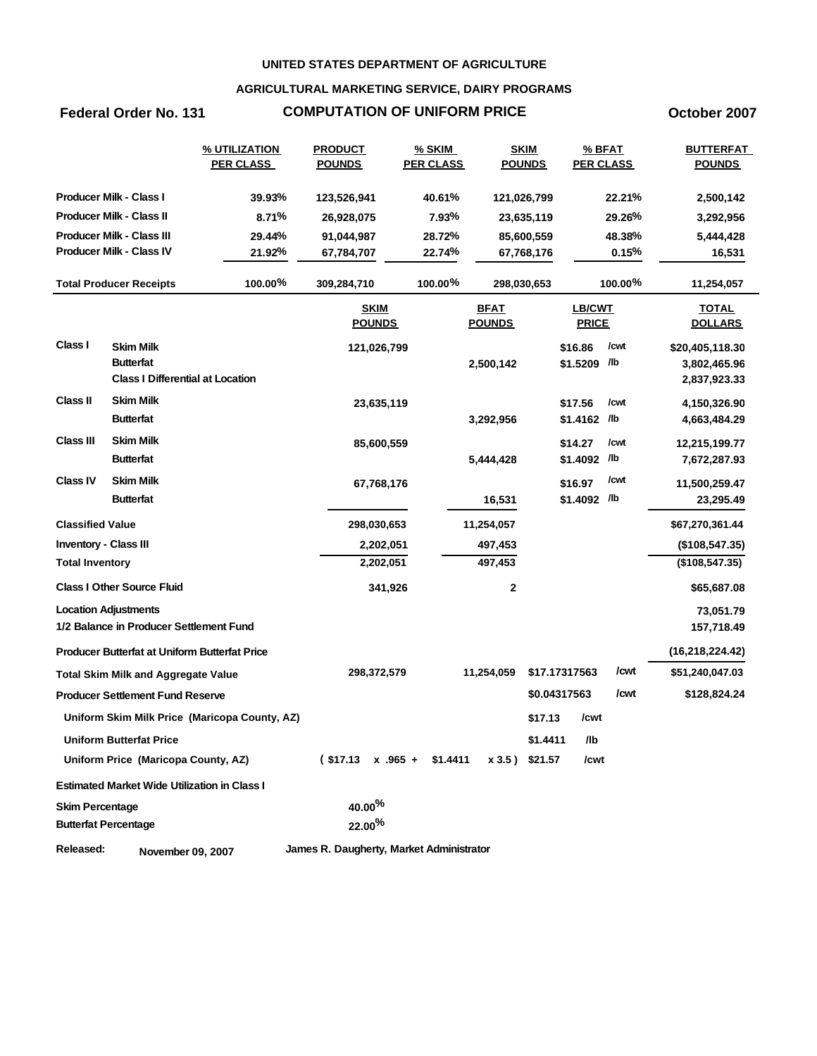**UNITED STATES DEPARTMENT OF AGRICULTURE**

**AGRICULTURAL MARKETING SERVICE, DAIRY PROGRAMS**

**Federal Order No. 131** — **COMPUTATION OF UNIFORM PRICE** — **October 2007**

| | % UTILIZATION PER CLASS | PRODUCT POUNDS | % SKIM PER CLASS | SKIM POUNDS | % BFAT PER CLASS | BUTTERFAT POUNDS |
|---|---|---|---|---|---|---|
| **Producer Milk - Class I** | 39.93% | 123,526,941 | 40.61% | 121,026,799 | 22.21% | 2,500,142 |
| **Producer Milk - Class II** | 8.71% | 26,928,075 | 7.93% | 23,635,119 | 29.26% | 3,292,956 |
| **Producer Milk - Class III** | 29.44% | 91,044,987 | 28.72% | 85,600,559 | 48.38% | 5,444,428 |
| **Producer Milk - Class IV** | 21.92% | 67,784,707 | 22.74% | 67,768,176 | 0.15% | 16,531 |
| **Total Producer Receipts** | 100.00% | 309,284,710 | 100.00% | 298,030,653 | 100.00% | 11,254,057 |

| | | SKIM POUNDS | BFAT POUNDS | LB/CWT PRICE | TOTAL DOLLARS |
|---|---|---|---|---|---|
| **Class I** | **Skim Milk** | 121,026,799 | | $16.86 /cwt | $20,405,118.30 |
| | **Butterfat** | | 2,500,142 | $1.5209 /lb | 3,802,465.96 |
| | **Class I Differential at Location** | | | | 2,837,923.33 |
| **Class II** | **Skim Milk** | 23,635,119 | | $17.56 /cwt | 4,150,326.90 |
| | **Butterfat** | | 3,292,956 | $1.4162 /lb | 4,663,484.29 |
| **Class III** | **Skim Milk** | 85,600,559 | | $14.27 /cwt | 12,215,199.77 |
| | **Butterfat** | | 5,444,428 | $1.4092 /lb | 7,672,287.93 |
| **Class IV** | **Skim Milk** | 67,768,176 | | $16.97 /cwt | 11,500,259.47 |
| | **Butterfat** | | 16,531 | $1.4092 /lb | 23,295.49 |
| **Classified Value** | | 298,030,653 | 11,254,057 | | $67,270,361.44 |
| **Inventory - Class III** | | 2,202,051 | 497,453 | | ($108,547.35) |
| **Total Inventory** | | 2,202,051 | 497,453 | | ($108,547.35) |
| **Class I Other Source Fluid** | | 341,926 | 2 | | $65,687.08 |
| **Location Adjustments** | | | | | 73,051.79 |
| **1/2 Balance in Producer Settlement Fund** | | | | | 157,718.49 |
| **Producer Butterfat at Uniform Butterfat Price** | | | | | (16,218,224.42) |
| **Total Skim Milk and Aggregate Value** | | 298,372,579 | 11,254,059 | $17.17317563 /cwt | $51,240,047.03 |
| **Producer Settlement Fund Reserve** | | | | $0.04317563 /cwt | $128,824.24 |
| **Uniform Skim Milk Price (Maricopa County, AZ)** | | | | $17.13 /cwt | |
| **Uniform Butterfat Price** | | | | $1.4411 /lb | |
| **Uniform Price (Maricopa County, AZ)** | | ( $17.13 x .965 + | $1.4411 x 3.5 ) | $21.57 /cwt | |

**Estimated Market Wide Utilization in Class I**

| | |
|---|---|
| **Skim Percentage** | 40.00% |
| **Butterfat Percentage** | 22.00% |

**Released:** November 09, 2007 — James R. Daugherty, Market Administrator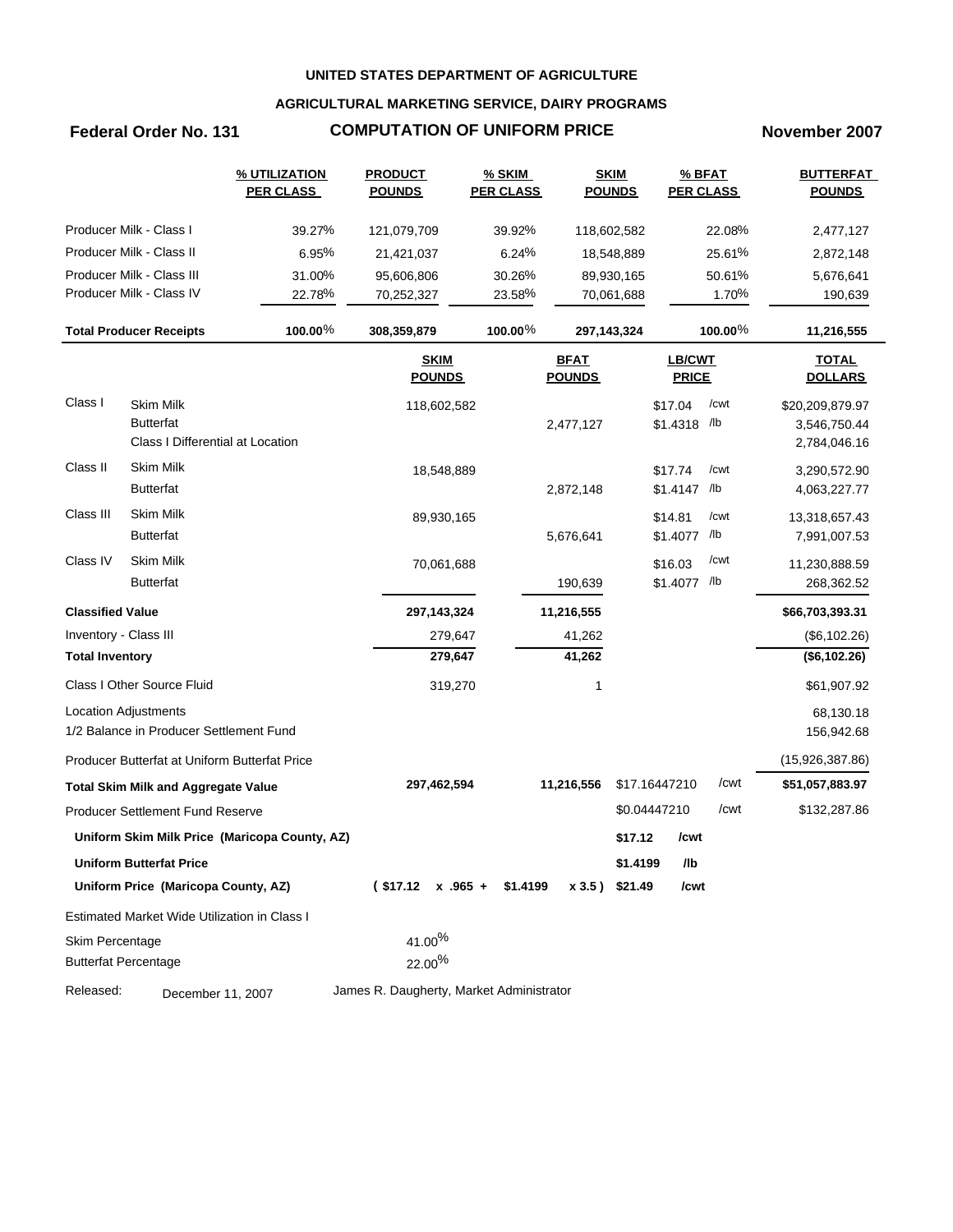**UNITED STATES DEPARTMENT OF AGRICULTURE**

**AGRICULTURAL MARKETING SERVICE, DAIRY PROGRAMS**

**Federal Order No. 131** | **COMPUTATION OF UNIFORM PRICE** | **November 2007**

| | % UTILIZATION PER CLASS | PRODUCT POUNDS | % SKIM PER CLASS | SKIM POUNDS | % BFAT PER CLASS | BUTTERFAT POUNDS |
|---|---|---|---|---|---|---|
| Producer Milk - Class I | 39.27% | 121,079,709 | 39.92% | 118,602,582 | 22.08% | 2,477,127 |
| Producer Milk - Class II | 6.95% | 21,421,037 | 6.24% | 18,548,889 | 25.61% | 2,872,148 |
| Producer Milk - Class III | 31.00% | 95,606,806 | 30.26% | 89,930,165 | 50.61% | 5,676,641 |
| Producer Milk - Class IV | 22.78% | 70,252,327 | 23.58% | 70,061,688 | 1.70% | 190,639 |
| **Total Producer Receipts** | **100.00%** | **308,359,879** | **100.00%** | **297,143,324** | **100.00%** | **11,216,555** |

| | | SKIM POUNDS | BFAT POUNDS | LB/CWT PRICE | | TOTAL DOLLARS |
|---|---|---|---|---|---|---|
| Class I | Skim Milk | 118,602,582 | | $17.04 | /cwt | $20,209,879.97 |
| | Butterfat | | 2,477,127 | $1.4318 | /lb | 3,546,750.44 |
| | Class I Differential at Location | | | | | 2,784,046.16 |
| Class II | Skim Milk | 18,548,889 | | $17.74 | /cwt | 3,290,572.90 |
| | Butterfat | | 2,872,148 | $1.4147 | /lb | 4,063,227.77 |
| Class III | Skim Milk | 89,930,165 | | $14.81 | /cwt | 13,318,657.43 |
| | Butterfat | | 5,676,641 | $1.4077 | /lb | 7,991,007.53 |
| Class IV | Skim Milk | 70,061,688 | | $16.03 | /cwt | 11,230,888.59 |
| | Butterfat | | 190,639 | $1.4077 | /lb | 268,362.52 |
| **Classified Value** | | **297,143,324** | **11,216,555** | | | **$66,703,393.31** |
| Inventory - Class III | | 279,647 | 41,262 | | | ($6,102.26) |
| **Total Inventory** | | **279,647** | **41,262** | | | **($6,102.26)** |
| Class I Other Source Fluid | | 319,270 | 1 | | | $61,907.92 |
| Location Adjustments | | | | | | 68,130.18 |
| 1/2 Balance in Producer Settlement Fund | | | | | | 156,942.68 |
| Producer Butterfat at Uniform Butterfat Price | | | | | | (15,926,387.86) |
| **Total Skim Milk and Aggregate Value** | | **297,462,594** | **11,216,556** | $17.16447210 | /cwt | **$51,057,883.97** |
| Producer Settlement Fund Reserve | | | | $0.04447210 | /cwt | $132,287.86 |
| **Uniform Skim Milk Price (Maricopa County, AZ)** | | | | **$17.12** | **/cwt** | |
| **Uniform Butterfat Price** | | | | **$1.4199** | **/lb** | |
| **Uniform Price (Maricopa County, AZ)** | | **( $17.12 x .965 +** | **$1.4199 x 3.5 )** | **$21.49** | **/cwt** | |

Estimated Market Wide Utilization in Class I

| | |
|---|---|
| Skim Percentage | 41.00% |
| Butterfat Percentage | 22.00% |

Released: December 11, 2007 James R. Daugherty, Market Administrator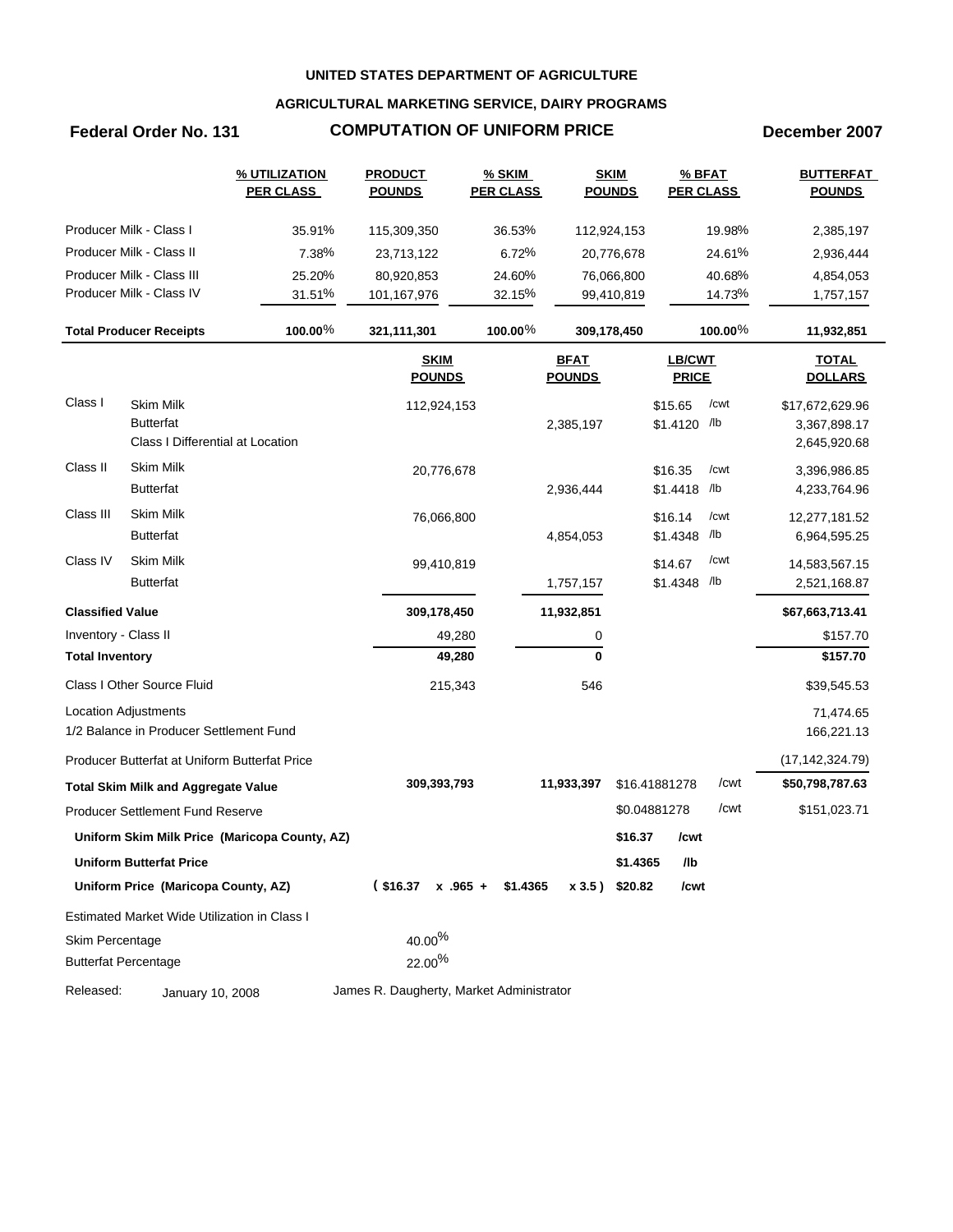**UNITED STATES DEPARTMENT OF AGRICULTURE**

**AGRICULTURAL MARKETING SERVICE, DAIRY PROGRAMS**

**Federal Order No. 131** **COMPUTATION OF UNIFORM PRICE** **December 2007**

| | % UTILIZATION PER CLASS | PRODUCT POUNDS | % SKIM PER CLASS | SKIM POUNDS | % BFAT PER CLASS | BUTTERFAT POUNDS |
|---|---|---|---|---|---|---|
| Producer Milk - Class I | 35.91% | 115,309,350 | 36.53% | 112,924,153 | 19.98% | 2,385,197 |
| Producer Milk - Class II | 7.38% | 23,713,122 | 6.72% | 20,776,678 | 24.61% | 2,936,444 |
| Producer Milk - Class III | 25.20% | 80,920,853 | 24.60% | 76,066,800 | 40.68% | 4,854,053 |
| Producer Milk - Class IV | 31.51% | 101,167,976 | 32.15% | 99,410,819 | 14.73% | 1,757,157 |
| **Total Producer Receipts** | **100.00%** | **321,111,301** | **100.00%** | **309,178,450** | **100.00%** | **11,932,851** |

| | | SKIM POUNDS | BFAT POUNDS | LB/CWT PRICE | | TOTAL DOLLARS |
|---|---|---|---|---|---|---|
| Class I | Skim Milk | 112,924,153 | | $15.65 | /cwt | $17,672,629.96 |
| | Butterfat | | 2,385,197 | $1.4120 | /lb | 3,367,898.17 |
| | Class I Differential at Location | | | | | 2,645,920.68 |
| Class II | Skim Milk | 20,776,678 | | $16.35 | /cwt | 3,396,986.85 |
| | Butterfat | | 2,936,444 | $1.4418 | /lb | 4,233,764.96 |
| Class III | Skim Milk | 76,066,800 | | $16.14 | /cwt | 12,277,181.52 |
| | Butterfat | | 4,854,053 | $1.4348 | /lb | 6,964,595.25 |
| Class IV | Skim Milk | 99,410,819 | | $14.67 | /cwt | 14,583,567.15 |
| | Butterfat | | 1,757,157 | $1.4348 | /lb | 2,521,168.87 |
| **Classified Value** | | **309,178,450** | **11,932,851** | | | **$67,663,713.41** |
| Inventory - Class II | | 49,280 | 0 | | | $157.70 |
| **Total Inventory** | | **49,280** | **0** | | | **$157.70** |
| Class I Other Source Fluid | | 215,343 | 546 | | | $39,545.53 |
| Location Adjustments | | | | | | 71,474.65 |
| 1/2 Balance in Producer Settlement Fund | | | | | | 166,221.13 |
| Producer Butterfat at Uniform Butterfat Price | | | | | | (17,142,324.79) |
| **Total Skim Milk and Aggregate Value** | | **309,393,793** | **11,933,397** | $16.41881278 | /cwt | **$50,798,787.63** |
| Producer Settlement Fund Reserve | | | | $0.04881278 | /cwt | $151,023.71 |
| **Uniform Skim Milk Price (Maricopa County, AZ)** | | | | **$16.37** | **/cwt** | |
| **Uniform Butterfat Price** | | | | **$1.4365** | **/lb** | |
| **Uniform Price (Maricopa County, AZ)** | | **( $16.37 x .965 +** | **$1.4365 x 3.5 )** | **$20.82** | **/cwt** | |

Estimated Market Wide Utilization in Class I

| | |
|---|---|
| Skim Percentage | 40.00% |
| Butterfat Percentage | 22.00% |

Released: January 10, 2008 James R. Daugherty, Market Administrator